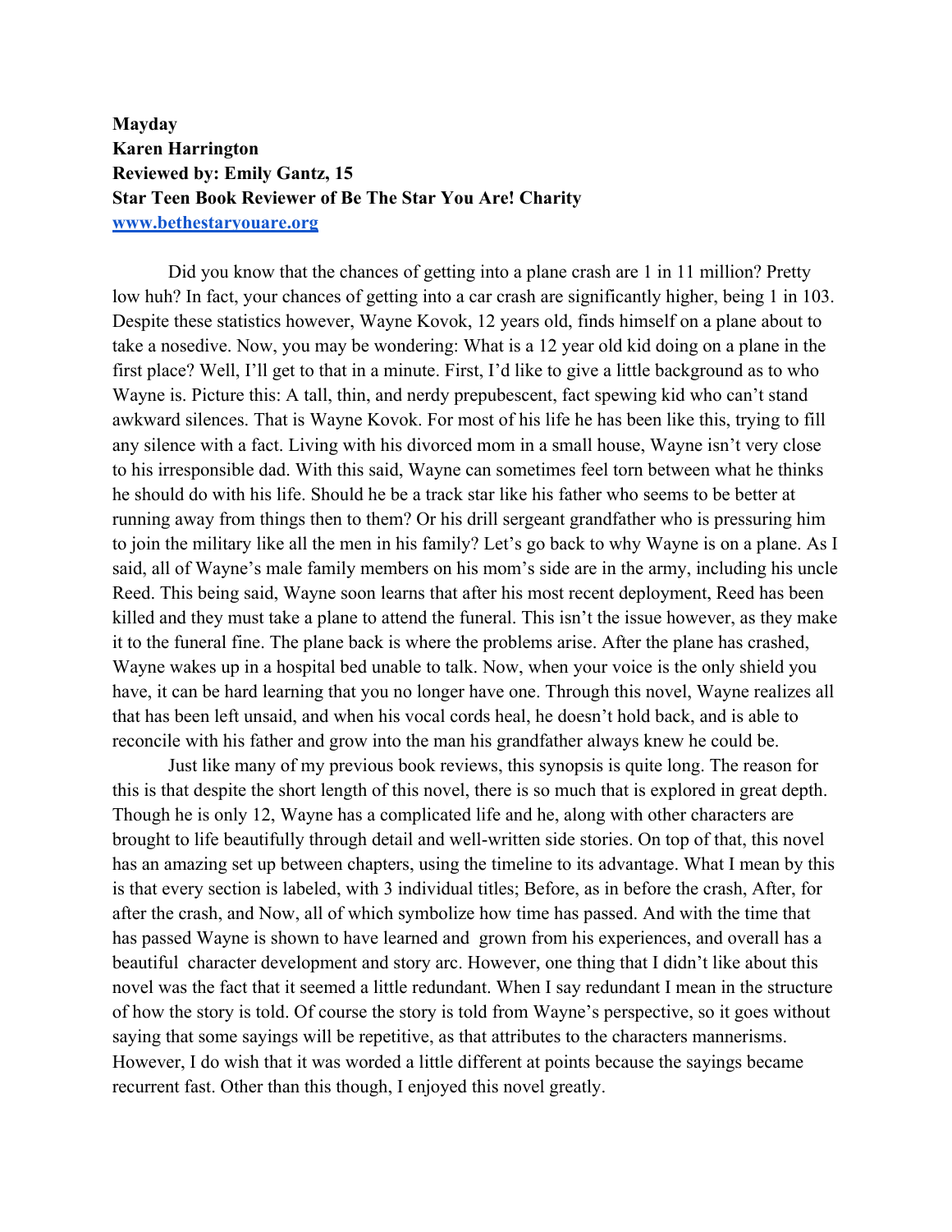**Mayday**
**Karen Harrington**
**Reviewed by: Emily Gantz, 15**
**Star Teen Book Reviewer of Be The Star You Are! Charity**
**[www.bethestaryouare.org](http://www.bethestaryouare.org)**

Did you know that the chances of getting into a plane crash are 1 in 11 million? Pretty low huh? In fact, your chances of getting into a car crash are significantly higher, being 1 in 103. Despite these statistics however, Wayne Kovok, 12 years old, finds himself on a plane about to take a nosedive. Now, you may be wondering: What is a 12 year old kid doing on a plane in the first place? Well, I'll get to that in a minute. First, I'd like to give a little background as to who Wayne is. Picture this: A tall, thin, and nerdy prepubescent, fact spewing kid who can't stand awkward silences. That is Wayne Kovok. For most of his life he has been like this, trying to fill any silence with a fact. Living with his divorced mom in a small house, Wayne isn't very close to his irresponsible dad. With this said, Wayne can sometimes feel torn between what he thinks he should do with his life. Should he be a track star like his father who seems to be better at running away from things then to them? Or his drill sergeant grandfather who is pressuring him to join the military like all the men in his family? Let's go back to why Wayne is on a plane. As I said, all of Wayne's male family members on his mom's side are in the army, including his uncle Reed. This being said, Wayne soon learns that after his most recent deployment, Reed has been killed and they must take a plane to attend the funeral. This isn't the issue however, as they make it to the funeral fine. The plane back is where the problems arise. After the plane has crashed, Wayne wakes up in a hospital bed unable to talk. Now, when your voice is the only shield you have, it can be hard learning that you no longer have one. Through this novel, Wayne realizes all that has been left unsaid, and when his vocal cords heal, he doesn't hold back, and is able to reconcile with his father and grow into the man his grandfather always knew he could be.

Just like many of my previous book reviews, this synopsis is quite long. The reason for this is that despite the short length of this novel, there is so much that is explored in great depth. Though he is only 12, Wayne has a complicated life and he, along with other characters are brought to life beautifully through detail and well-written side stories. On top of that, this novel has an amazing set up between chapters, using the timeline to its advantage. What I mean by this is that every section is labeled, with 3 individual titles; Before, as in before the crash, After, for after the crash, and Now, all of which symbolize how time has passed. And with the time that has passed Wayne is shown to have learned and grown from his experiences, and overall has a beautiful character development and story arc. However, one thing that I didn't like about this novel was the fact that it seemed a little redundant. When I say redundant I mean in the structure of how the story is told. Of course the story is told from Wayne's perspective, so it goes without saying that some sayings will be repetitive, as that attributes to the characters mannerisms. However, I do wish that it was worded a little different at points because the sayings became recurrent fast. Other than this though, I enjoyed this novel greatly.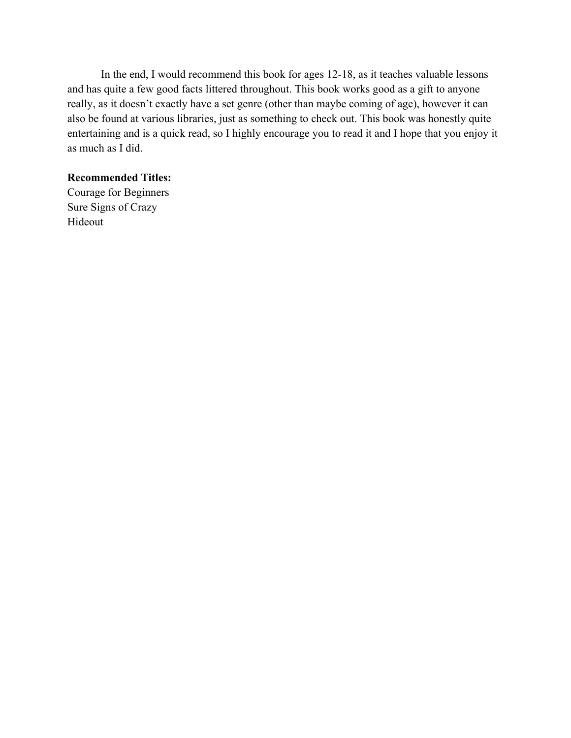In the end, I would recommend this book for ages 12-18, as it teaches valuable lessons and has quite a few good facts littered throughout. This book works good as a gift to anyone really, as it doesn't exactly have a set genre (other than maybe coming of age), however it can also be found at various libraries, just as something to check out. This book was honestly quite entertaining and is a quick read, so I highly encourage you to read it and I hope that you enjoy it as much as I did.

**Recommended Titles:**
Courage for Beginners
Sure Signs of Crazy
Hideout